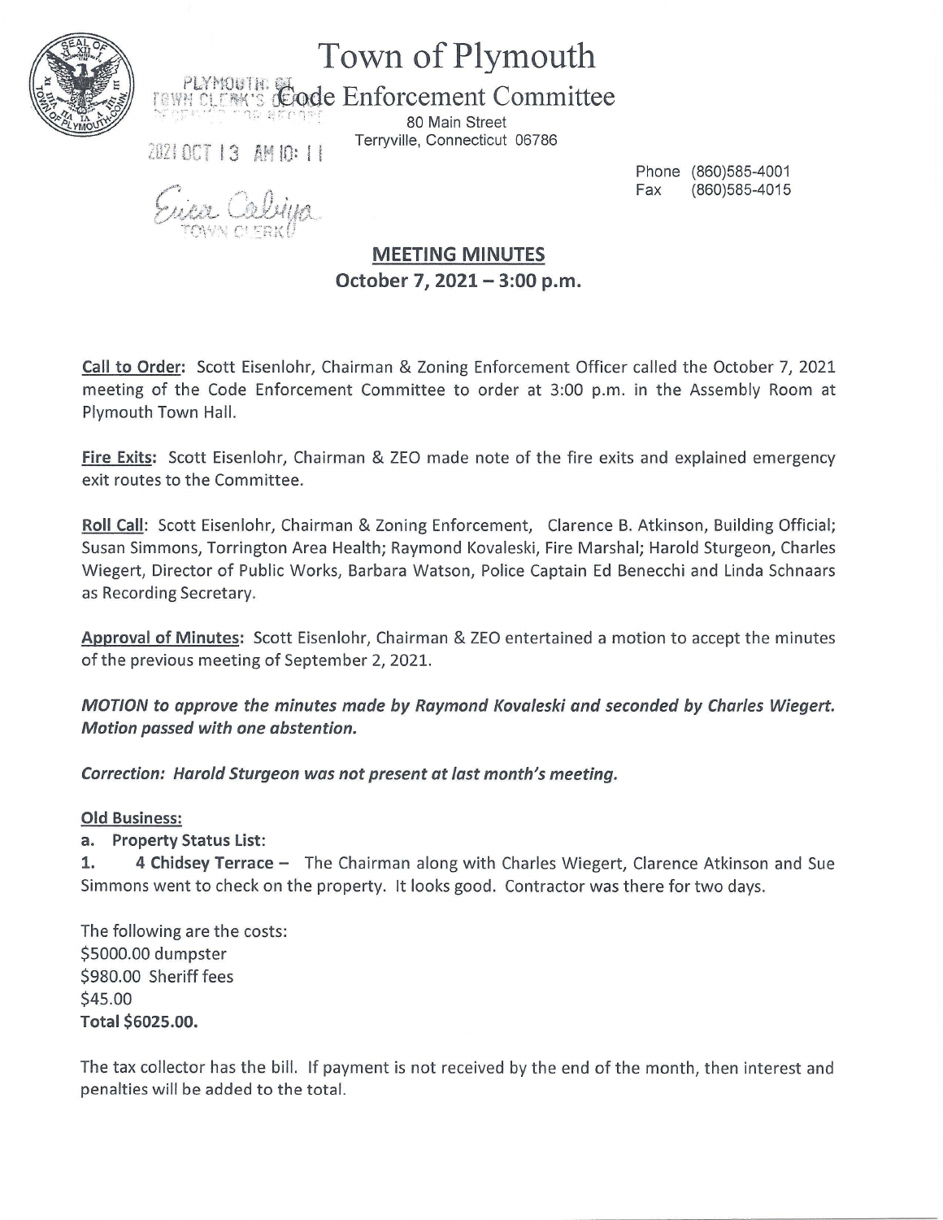# Town of Plymouth

## Code Enforcement Committee

80 Main Street
Terryville, Connecticut 06786

PLYMOUTH, CT
TOWN CLERK'S OFFICE
RECEIVED FOR RECORD
2021 OCT 13 AM 10: 11
Erica Calvija
TOWN CLERK

Phone (860)585-4001
Fax (860)585-4015

## MEETING MINUTES
### October 7, 2021 – 3:00 p.m.

**Call to Order:** Scott Eisenlohr, Chairman & Zoning Enforcement Officer called the October 7, 2021 meeting of the Code Enforcement Committee to order at 3:00 p.m. in the Assembly Room at Plymouth Town Hall.

**Fire Exits:** Scott Eisenlohr, Chairman & ZEO made note of the fire exits and explained emergency exit routes to the Committee.

**Roll Call:** Scott Eisenlohr, Chairman & Zoning Enforcement, Clarence B. Atkinson, Building Official; Susan Simmons, Torrington Area Health; Raymond Kovaleski, Fire Marshal; Harold Sturgeon, Charles Wiegert, Director of Public Works, Barbara Watson, Police Captain Ed Benecchi and Linda Schnaars as Recording Secretary.

**Approval of Minutes:** Scott Eisenlohr, Chairman & ZEO entertained a motion to accept the minutes of the previous meeting of September 2, 2021.

***MOTION to approve the minutes made by Raymond Kovaleski and seconded by Charles Wiegert. Motion passed with one abstention.***

***Correction: Harold Sturgeon was not present at last month's meeting.***

**Old Business:**

**a. Property Status List:**

**1. 4 Chidsey Terrace –** The Chairman along with Charles Wiegert, Clarence Atkinson and Sue Simmons went to check on the property. It looks good. Contractor was there for two days.

The following are the costs:
$5000.00 dumpster
$980.00 Sheriff fees
$45.00
**Total $6025.00.**

The tax collector has the bill. If payment is not received by the end of the month, then interest and penalties will be added to the total.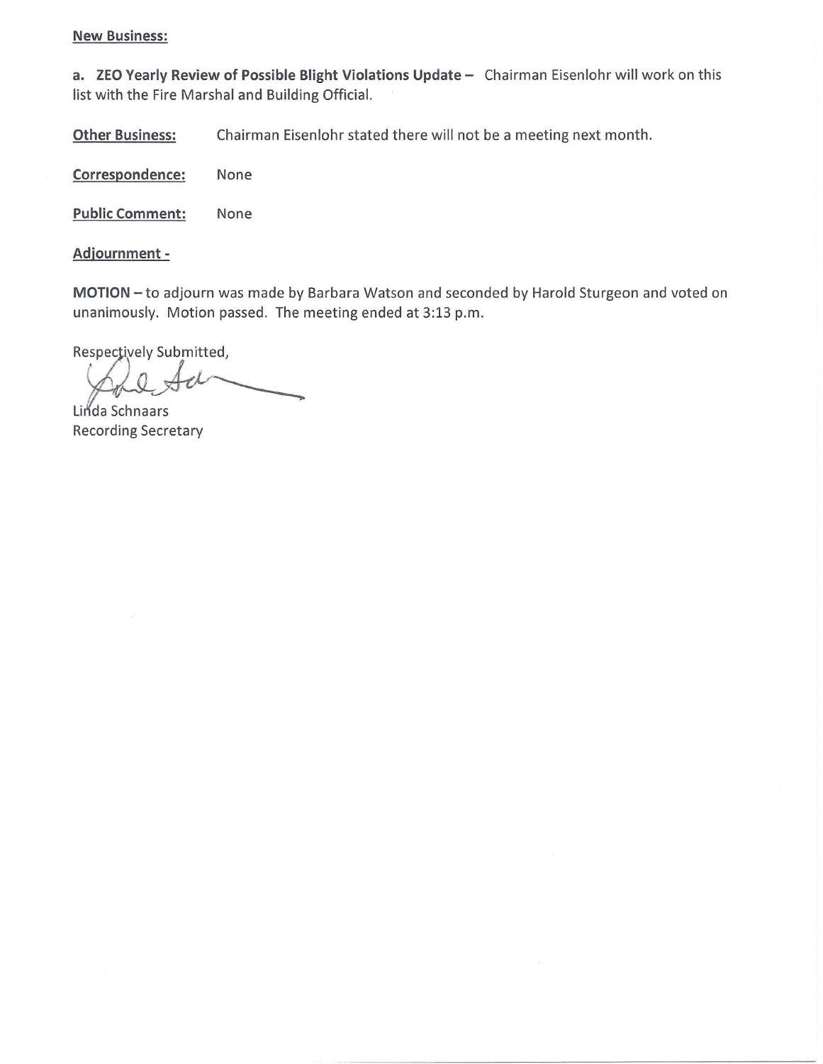**New Business:**

**a. ZEO Yearly Review of Possible Blight Violations Update –** Chairman Eisenlohr will work on this list with the Fire Marshal and Building Official.

**Other Business:** Chairman Eisenlohr stated there will not be a meeting next month.

**Correspondence:** None

**Public Comment:** None

**Adjournment -**

**MOTION** – to adjourn was made by Barbara Watson and seconded by Harold Sturgeon and voted on unanimously. Motion passed. The meeting ended at 3:13 p.m.

Respectively Submitted,

Linda Schnaars
Recording Secretary